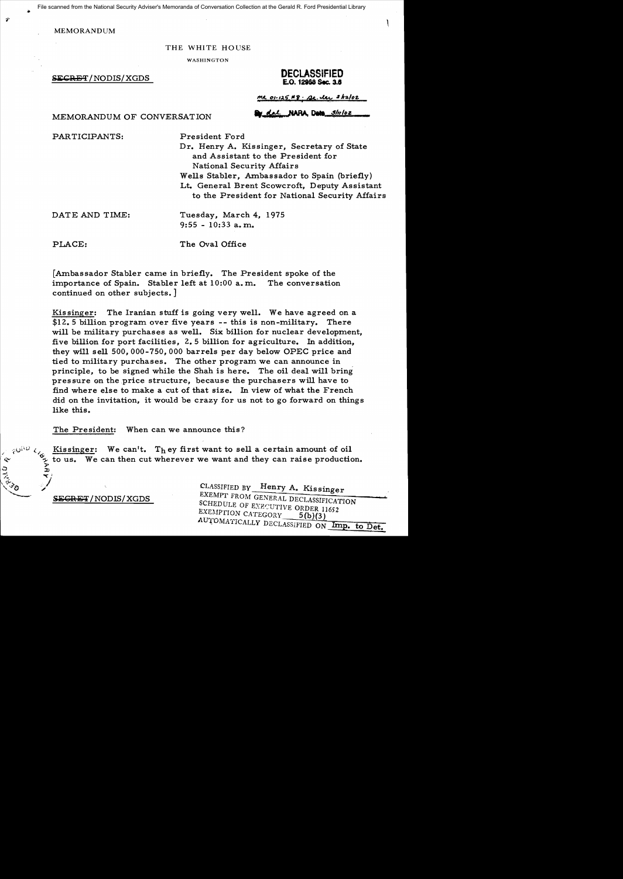File scanned from the National Security Adviser's Memoranda of Conversation Collection at the Gerald R. Ford Presidential Library

MEMORANDUM

THE WHITE HOUSE

WASHINGTON

~~SECRET~~/NODIS/XGDS

**DECLASSIFIED**
**E.O. 12958 Sec. 3.6**

MR 01-125 #8; St. ltr 3/12/02

By dal NARA, Date 5/11/02

MEMORANDUM OF CONVERSATION

PARTICIPANTS: President Ford
Dr. Henry A. Kissinger, Secretary of State and Assistant to the President for National Security Affairs
Wells Stabler, Ambassador to Spain (briefly)
Lt. General Brent Scowcroft, Deputy Assistant to the President for National Security Affairs

DATE AND TIME: Tuesday, March 4, 1975
9:55 - 10:33 a.m.

PLACE: The Oval Office

[Ambassador Stabler came in briefly. The President spoke of the importance of Spain. Stabler left at 10:00 a.m. The conversation continued on other subjects.]

Kissinger: The Iranian stuff is going very well. We have agreed on a $12.5 billion program over five years -- this is non-military. There will be military purchases as well. Six billion for nuclear development, five billion for port facilities, 2.5 billion for agriculture. In addition, they will sell 500,000-750,000 barrels per day below OPEC price and tied to military purchases. The other program we can announce in principle, to be signed while the Shah is here. The oil deal will bring pressure on the price structure, because the purchasers will have to find where else to make a cut of that size. In view of what the French did on the invitation, it would be crazy for us not to go forward on things like this.

The President: When can we announce this?

Kissinger: We can't. They first want to sell a certain amount of oil to us. We can then cut wherever we want and they can raise production.

~~SECRET~~/NODIS/XGDS

CLASSIFIED BY Henry A. Kissinger
EXEMPT FROM GENERAL DECLASSIFICATION
SCHEDULE OF EXECUTIVE ORDER 11652
EXEMPTION CATEGORY 5(b)(3)
AUTOMATICALLY DECLASSIFIED ON Imp. to Det.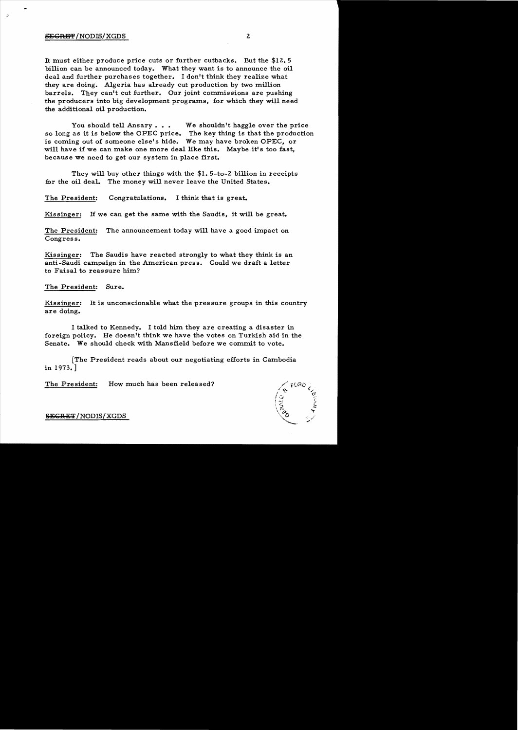It must either produce price cuts or further cutbacks. But the $12.5 billion can be announced today. What they want is to announce the oil deal and further purchases together. I don't think they realize what they are doing. Algeria has already cut production by two million barrels. They can't cut further. Our joint commissions are pushing the producers into big development programs, for which they will need the additional oil production.

You should tell Ansary . . . We shouldn't haggle over the price so long as it is below the OPEC price. The key thing is that the production is coming out of someone else's hide. We may have broken OPEC, or will have if we can make one more deal like this. Maybe it's too fast, because we need to get our system in place first.

They will buy other things with the $1.5-to-2 billion in receipts for the oil deal. The money will never leave the United States.

The President: Congratulations. I think that is great.

Kissinger: If we can get the same with the Saudis, it will be great.

The President: The announcement today will have a good impact on Congress.

Kissinger: The Saudis have reacted strongly to what they think is an anti-Saudi campaign in the American press. Could we draft a letter to Faisal to reassure him?

The President: Sure.

Kissinger: It is unconscionable what the pressure groups in this country are doing.

I talked to Kennedy. I told him they are creating a disaster in foreign policy. He doesn't think we have the votes on Turkish aid in the Senate. We should check with Mansfield before we commit to vote.

[The President reads about our negotiating efforts in Cambodia in 1973.]

The President: How much has been released?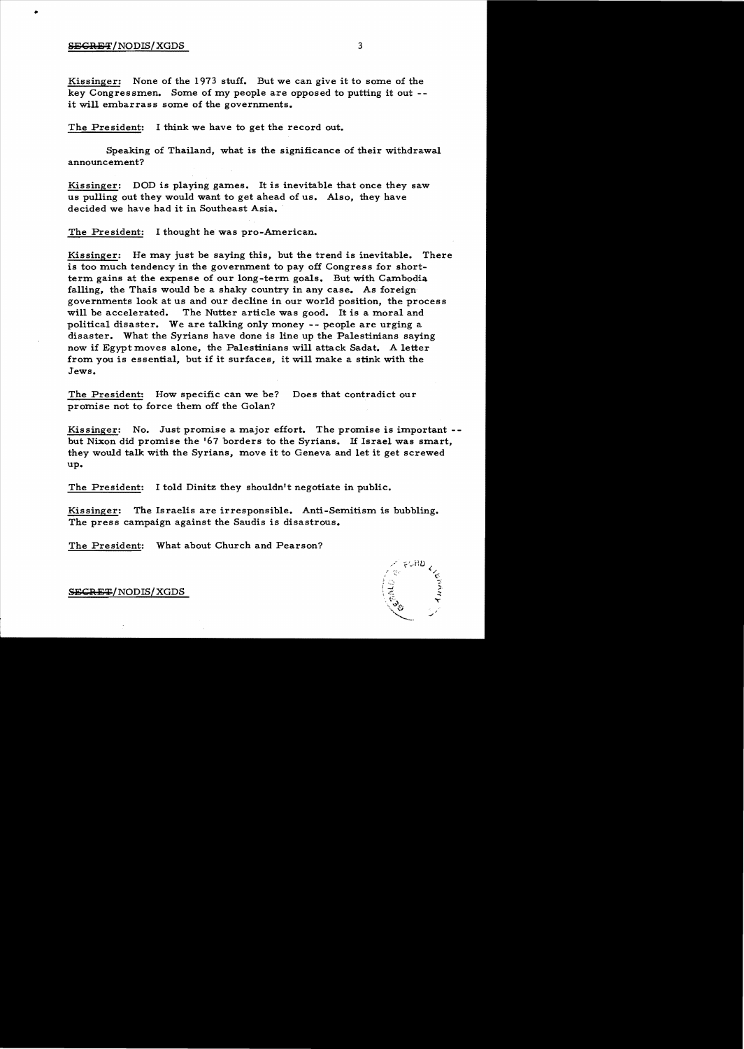Kissinger: None of the 1973 stuff. But we can give it to some of the key Congressmen. Some of my people are opposed to putting it out -- it will embarrass some of the governments.

The President: I think we have to get the record out.

Speaking of Thailand, what is the significance of their withdrawal announcement?

Kissinger: DOD is playing games. It is inevitable that once they saw us pulling out they would want to get ahead of us. Also, they have decided we have had it in Southeast Asia.

The President: I thought he was pro-American.

Kissinger: He may just be saying this, but the trend is inevitable. There is too much tendency in the government to pay off Congress for short-term gains at the expense of our long-term goals. But with Cambodia falling, the Thais would be a shaky country in any case. As foreign governments look at us and our decline in our world position, the process will be accelerated. The Nutter article was good. It is a moral and political disaster. We are talking only money -- people are urging a disaster. What the Syrians have done is line up the Palestinians saying now if Egypt moves alone, the Palestinians will attack Sadat. A letter from you is essential, but if it surfaces, it will make a stink with the Jews.

The President: How specific can we be? Does that contradict our promise not to force them off the Golan?

Kissinger: No. Just promise a major effort. The promise is important -- but Nixon did promise the '67 borders to the Syrians. If Israel was smart, they would talk with the Syrians, move it to Geneva and let it get screwed up.

The President: I told Dinitz they shouldn't negotiate in public.

Kissinger: The Israelis are irresponsible. Anti-Semitism is bubbling. The press campaign against the Saudis is disastrous.

The President: What about Church and Pearson?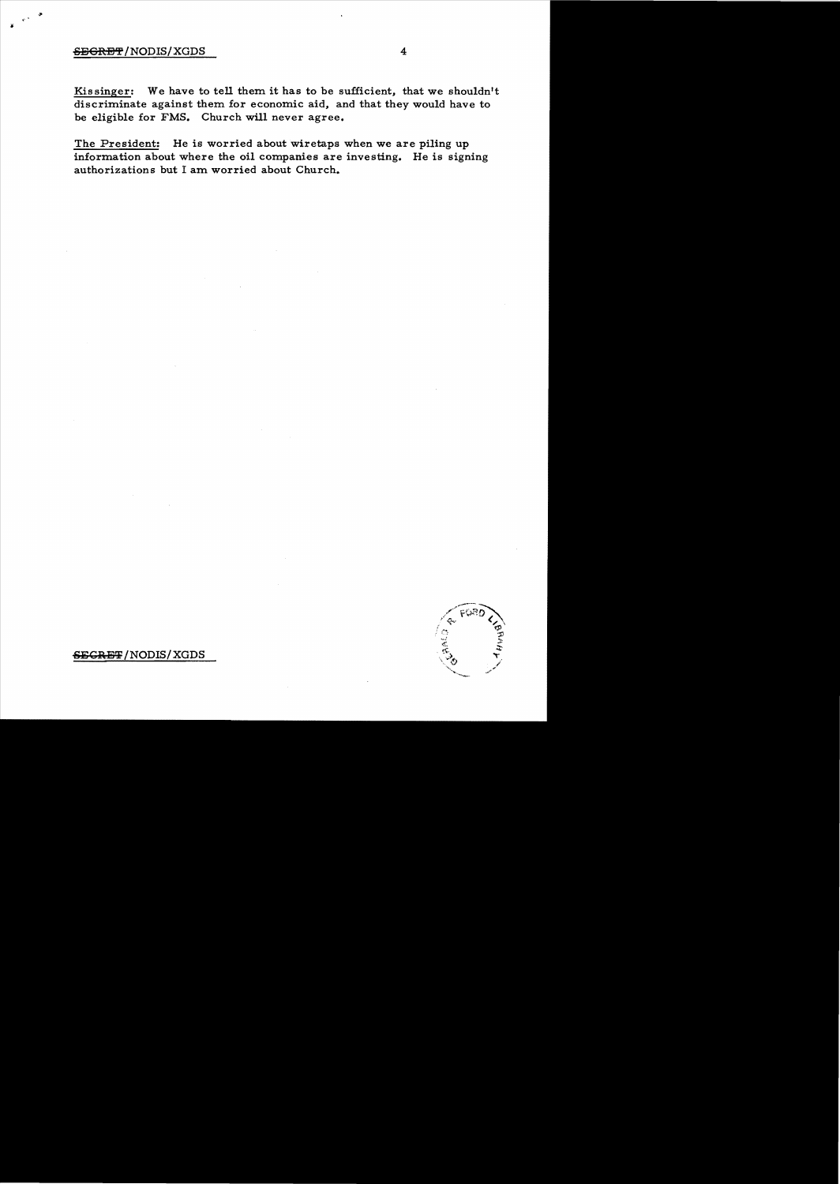Kissinger: We have to tell them it has to be sufficient, that we shouldn't discriminate against them for economic aid, and that they would have to be eligible for FMS. Church will never agree.

The President: He is worried about wiretaps when we are piling up information about where the oil companies are investing. He is signing authorizations but I am worried about Church.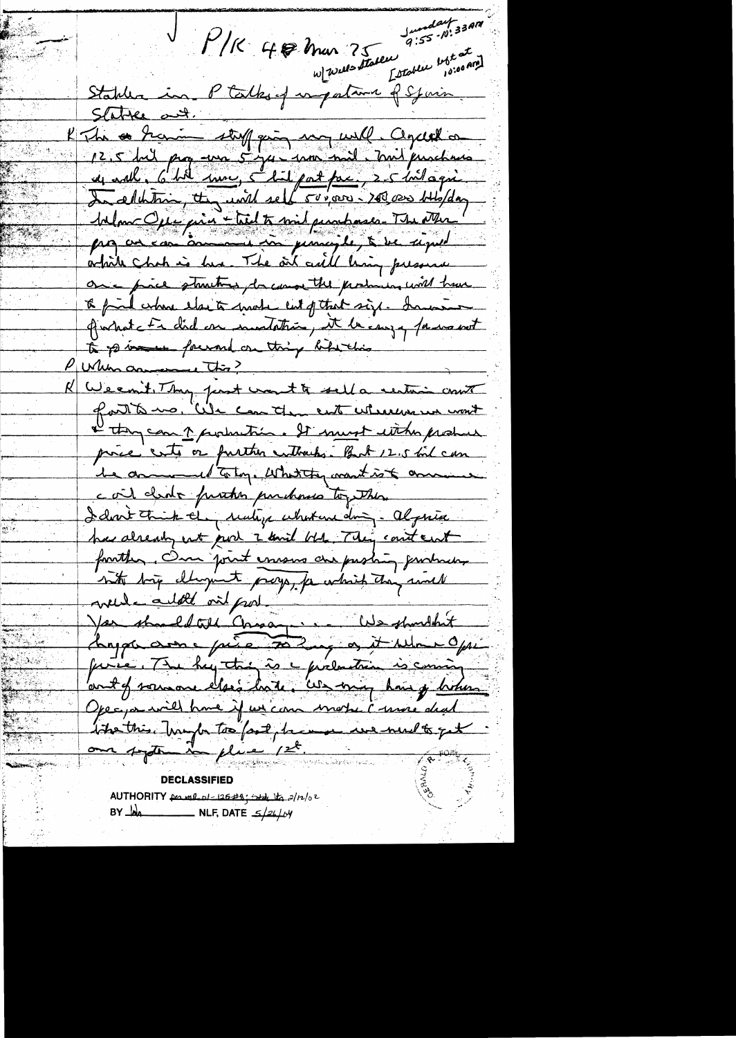✓ P/K 4 Mar 75 — w/ Wells Stabler — Sunday 9:55 - 10:33 AM [Stabler left at 10:00 AM]

Stabler in. P talks of importance of Spain.

Stabler out.

K The Iranian stuff going very well. Agreed on 12.5 bil prog over 5 yrs — non mil. Mil purchases as well. 6 bil nuc, 5 bil fast fac, 2.5 bil agri. In addition, they will sell 500,000 - 700,000 bbls/day below OPEC price & tied to mil purchases. The other prog are can announce in principle, to be signed while Chah is here. The oil will bring pressure on price structure, because the producers will have to find where else to make cut of that size. In view of what Fr did on invitation, it be crazy for us not to go forward on things like this.

P When announce this?

K We can't. They just want to sell a certain amount of it to us. We can then cut whenever we want & they can ↑ production. It must either produce price cuts or further cutbacks. But 12.5 bil can be announced today. What they want is to announce coil [?] deals [?] purchases together.

I don't think they realize what are doing. Algeria has already cut prod 2 mil bbl. They can't cut further. Our joint means are pushing producers into big development progs, for which they will need additional prod.

You should tell Chah ... We shouldn't haggle over price so long as it below OPEC price. The key thing is production is coming out of someone else's hide. We may have gotten broken OPEC — will know if we can make 1 more deal like this. Maybe too fast, because we need to get our system in place 1st.

**DECLASSIFIED**

AUTHORITY [illegible]; State Ltr. 2/12/02

BY [illegible] NLF, DATE 5/24/04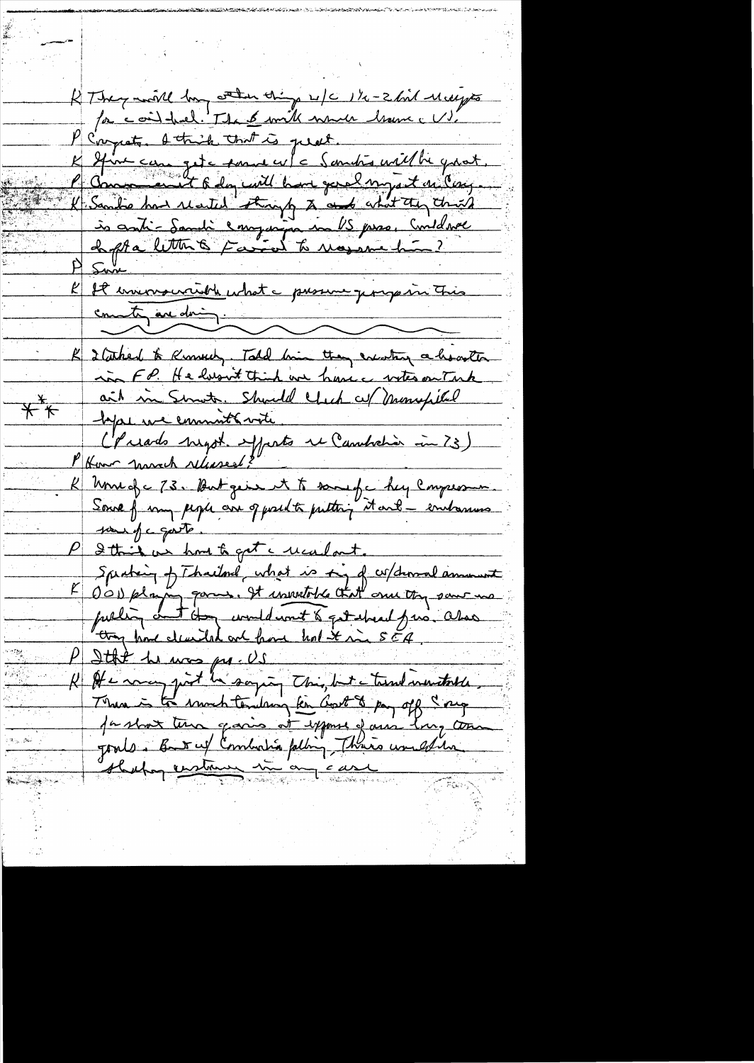K They will buy other things w/c 1½-2 bil weapons for a oil deal. The 6 mil won't have a VS.

P Congrats. I think that is great.

K If we can get a move w/ a Sandis will be great.

P Announcement today will have good impact on Cong.

K Saudis have reacted strongly to and what they think is anti-Saudi campaign in US press. Could we draft a letter to Faisal to reassure him?

P Sure

K It is unconscionable what a pressure groups in this country are doing.

---

K I talked to Rumsfeld. Told him they creating a disaster in FP. He doesn't think we have a votes on Turk aid in Senate. Should check w/ Mansfield before we commit to vote.

** (Parade's ... efforts re Cambodia in 73)

P How much released?

K None of a 73. But give it to some of a key Congressmen. Some of my people are opposed to putting it out – embarrass some of a guys.

P I think we have to get a recall out.

Speaking of Thailand, what is tie of w/drawal announcement

K DOD playing games. It unconscionable that once they saw no pulling out they would want to get ahead of us. Also they have decided not to have talk it in SEA.

P I thought he was pro-US

K He may just be saying this, but a trend inevitable. There is too much tendency for Govt to pay off for short term gains at expense of our long term goals. But w/ Cambodia falling, Thais would be shaping a course in any case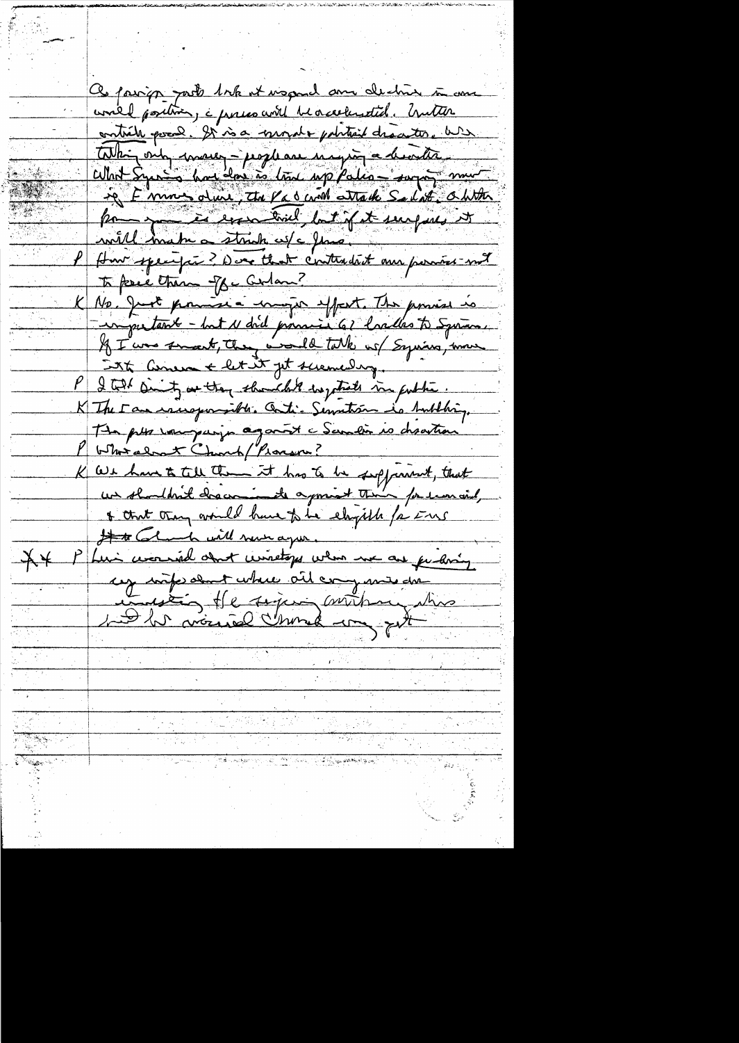As foreign posts lack of respond our decline in our world position, c process will be accelerated. Unmatter outside [?] period. It is a moral & political disaster. We're talking only money - people are saying a disaster.

What Syria has done is line up Palestinians - saying now if [?] moves alone, the Pal's will attack Sadat. A letter from you is essential, but if it surfaces it will make a stink w/ Jews.

P How specific? Does that contradict our promise not to force them off Golan?

K No. Just promise a major effort. The promise is important - but we did promise 67 borders to Syrians. If I were smart, they would talk w/ Syrians, move into Geneva & let it get screwed up.

P I told Dinitz we thought [?] negotiate in public.

K The Jews are irresponsible. Anti-Semitism is bubbling. The press campaign against Sandis is disastrous.

P What about Church/Proxmire?

K We have to tell them it has to be sufficient, that we shouldn't discriminate against them for economic, & that they would have to be eligible for EMS ~~[?]~~ Church will never agree.

XX P Lew worried about wiretaps when we are pushing up imports about where oil company moves are investing. He is getting machinery this — but he worried Church may get